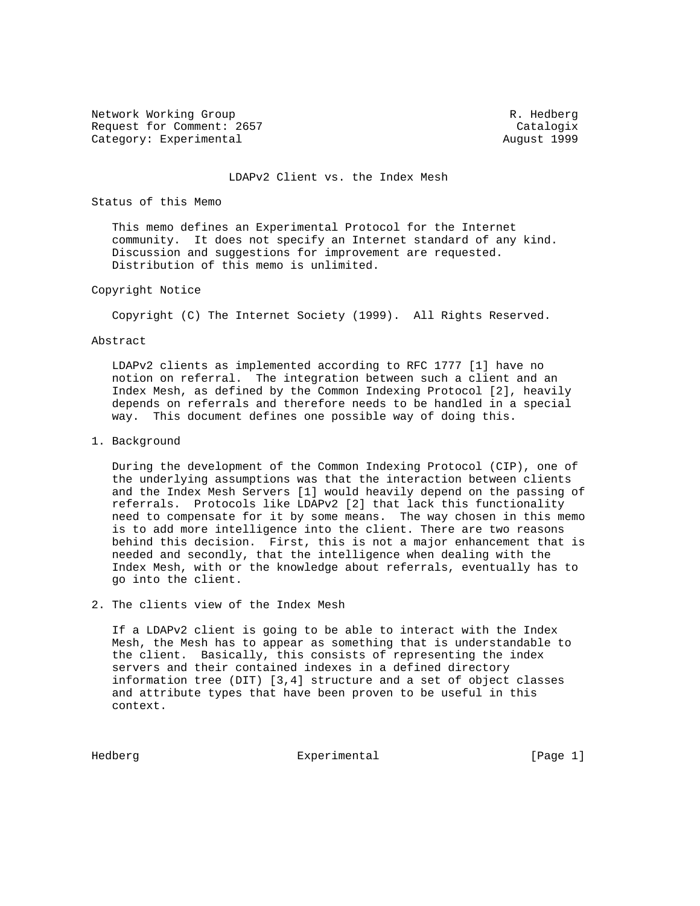Network Working Group R. Hedberg
Request for Comment: 2657 Catalogix
Category: Experimental August 1999

# LDAPv2 Client vs. the Index Mesh

## Status of this Memo

This memo defines an Experimental Protocol for the Internet community. It does not specify an Internet standard of any kind. Discussion and suggestions for improvement are requested. Distribution of this memo is unlimited.

## Copyright Notice

Copyright (C) The Internet Society (1999). All Rights Reserved.

## Abstract

LDAPv2 clients as implemented according to RFC 1777 [1] have no notion on referral. The integration between such a client and an Index Mesh, as defined by the Common Indexing Protocol [2], heavily depends on referrals and therefore needs to be handled in a special way. This document defines one possible way of doing this.

## 1. Background

During the development of the Common Indexing Protocol (CIP), one of the underlying assumptions was that the interaction between clients and the Index Mesh Servers [1] would heavily depend on the passing of referrals. Protocols like LDAPv2 [2] that lack this functionality need to compensate for it by some means. The way chosen in this memo is to add more intelligence into the client. There are two reasons behind this decision. First, this is not a major enhancement that is needed and secondly, that the intelligence when dealing with the Index Mesh, with or the knowledge about referrals, eventually has to go into the client.

## 2. The clients view of the Index Mesh

If a LDAPv2 client is going to be able to interact with the Index Mesh, the Mesh has to appear as something that is understandable to the client. Basically, this consists of representing the index servers and their contained indexes in a defined directory information tree (DIT) [3,4] structure and a set of object classes and attribute types that have been proven to be useful in this context.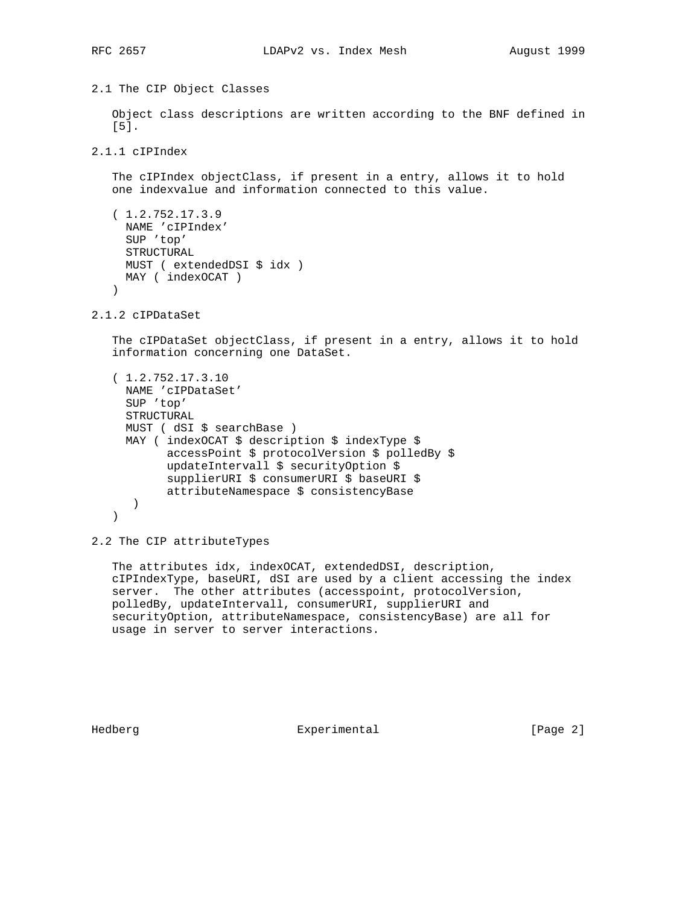## 2.1 The CIP Object Classes

Object class descriptions are written according to the BNF defined in [5].

### 2.1.1 cIPIndex

The cIPIndex objectClass, if present in a entry, allows it to hold one indexvalue and information connected to this value.

```
( 1.2.752.17.3.9
  NAME 'cIPIndex'
  SUP 'top'
  STRUCTURAL
  MUST ( extendedDSI $ idx )
  MAY ( indexOCAT )
)
```

### 2.1.2 cIPDataSet

The cIPDataSet objectClass, if present in a entry, allows it to hold information concerning one DataSet.

```
( 1.2.752.17.3.10
  NAME 'cIPDataSet'
  SUP 'top'
  STRUCTURAL
  MUST ( dSI $ searchBase )
  MAY ( indexOCAT $ description $ indexType $
        accessPoint $ protocolVersion $ polledBy $
        updateIntervall $ securityOption $
        supplierURI $ consumerURI $ baseURI $
        attributeNamespace $ consistencyBase
   )
)
```

## 2.2 The CIP attributeTypes

The attributes idx, indexOCAT, extendedDSI, description, cIPIndexType, baseURI, dSI are used by a client accessing the index server. The other attributes (accesspoint, protocolVersion, polledBy, updateIntervall, consumerURI, supplierURI and securityOption, attributeNamespace, consistencyBase) are all for usage in server to server interactions.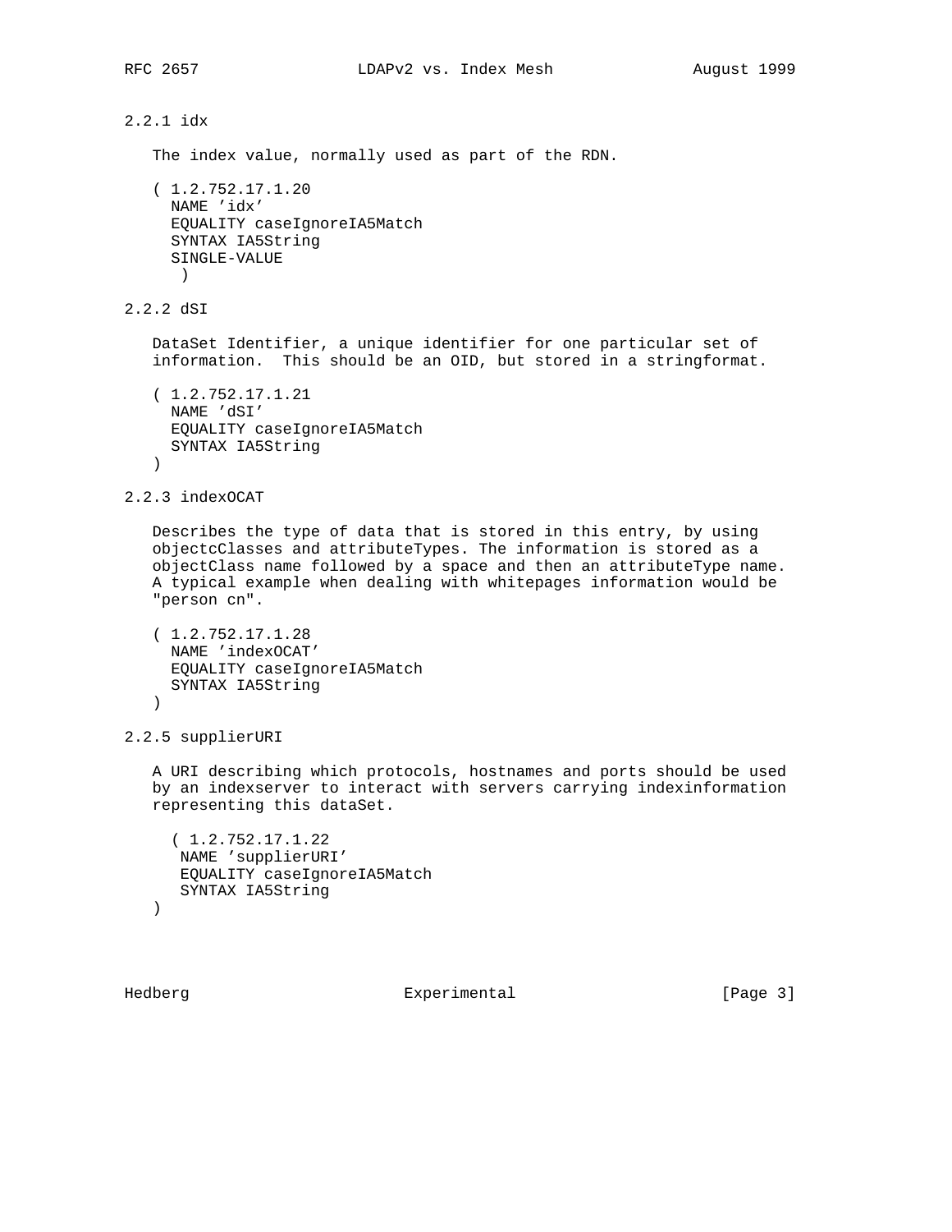### 2.2.1 idx

The index value, normally used as part of the RDN.

```
( 1.2.752.17.1.20
  NAME 'idx'
  EQUALITY caseIgnoreIA5Match
  SYNTAX IA5String
  SINGLE-VALUE
   )
```

### 2.2.2 dSI

DataSet Identifier, a unique identifier for one particular set of information. This should be an OID, but stored in a stringformat.

```
( 1.2.752.17.1.21
  NAME 'dSI'
  EQUALITY caseIgnoreIA5Match
  SYNTAX IA5String
)
```

### 2.2.3 indexOCAT

Describes the type of data that is stored in this entry, by using objectcClasses and attributeTypes. The information is stored as a objectClass name followed by a space and then an attributeType name. A typical example when dealing with whitepages information would be "person cn".

```
( 1.2.752.17.1.28
  NAME 'indexOCAT'
  EQUALITY caseIgnoreIA5Match
  SYNTAX IA5String
)
```

### 2.2.5 supplierURI

A URI describing which protocols, hostnames and ports should be used by an indexserver to interact with servers carrying indexinformation representing this dataSet.

```
  ( 1.2.752.17.1.22
   NAME 'supplierURI'
   EQUALITY caseIgnoreIA5Match
   SYNTAX IA5String
)
```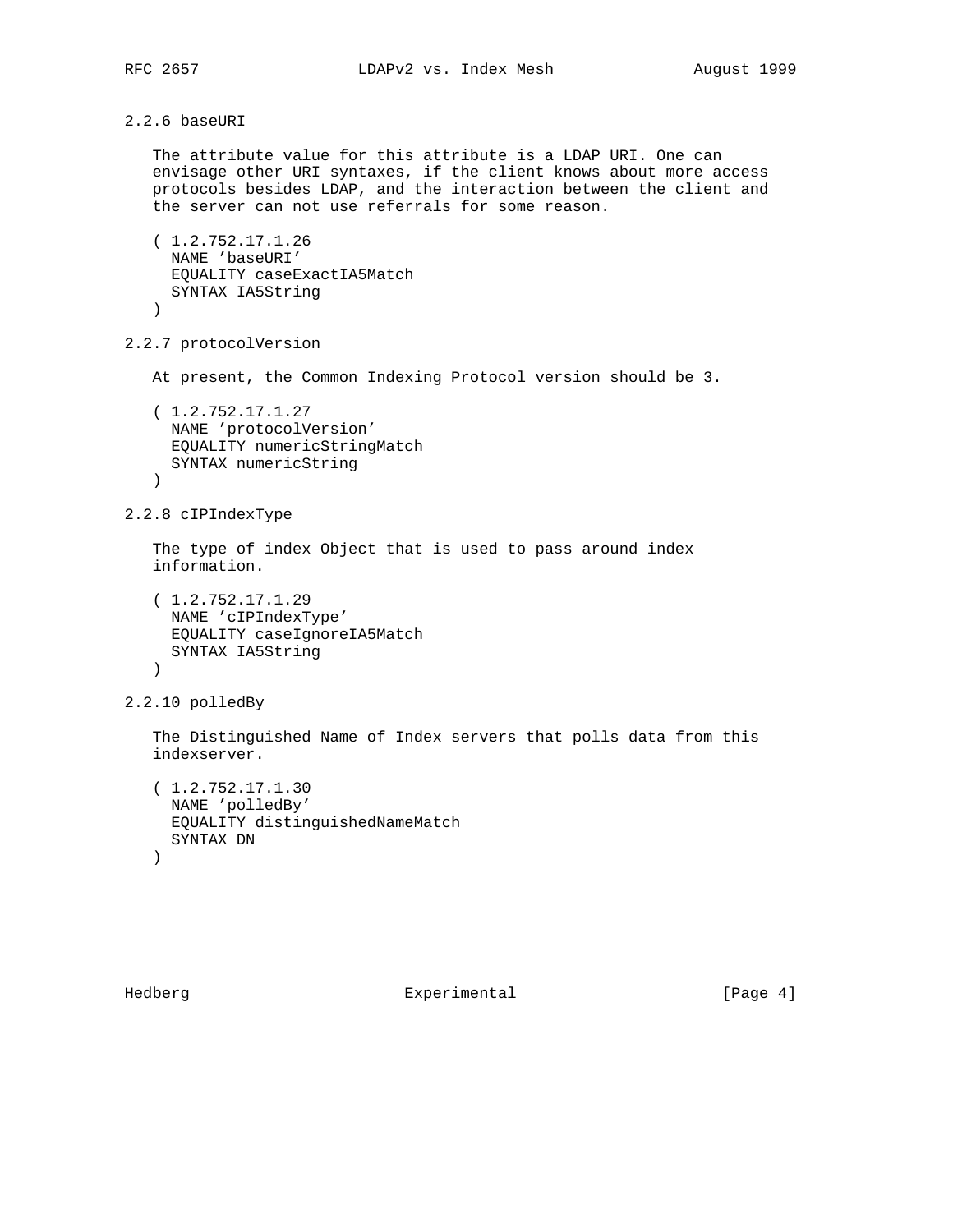### 2.2.6 baseURI

The attribute value for this attribute is a LDAP URI. One can envisage other URI syntaxes, if the client knows about more access protocols besides LDAP, and the interaction between the client and the server can not use referrals for some reason.

```
( 1.2.752.17.1.26
  NAME 'baseURI'
  EQUALITY caseExactIA5Match
  SYNTAX IA5String
)
```

### 2.2.7 protocolVersion

At present, the Common Indexing Protocol version should be 3.

```
( 1.2.752.17.1.27
  NAME 'protocolVersion'
  EQUALITY numericStringMatch
  SYNTAX numericString
)
```

### 2.2.8 cIPIndexType

The type of index Object that is used to pass around index information.

```
( 1.2.752.17.1.29
  NAME 'cIPIndexType'
  EQUALITY caseIgnoreIA5Match
  SYNTAX IA5String
)
```

### 2.2.10 polledBy

The Distinguished Name of Index servers that polls data from this indexserver.

```
( 1.2.752.17.1.30
  NAME 'polledBy'
  EQUALITY distinguishedNameMatch
  SYNTAX DN
)
```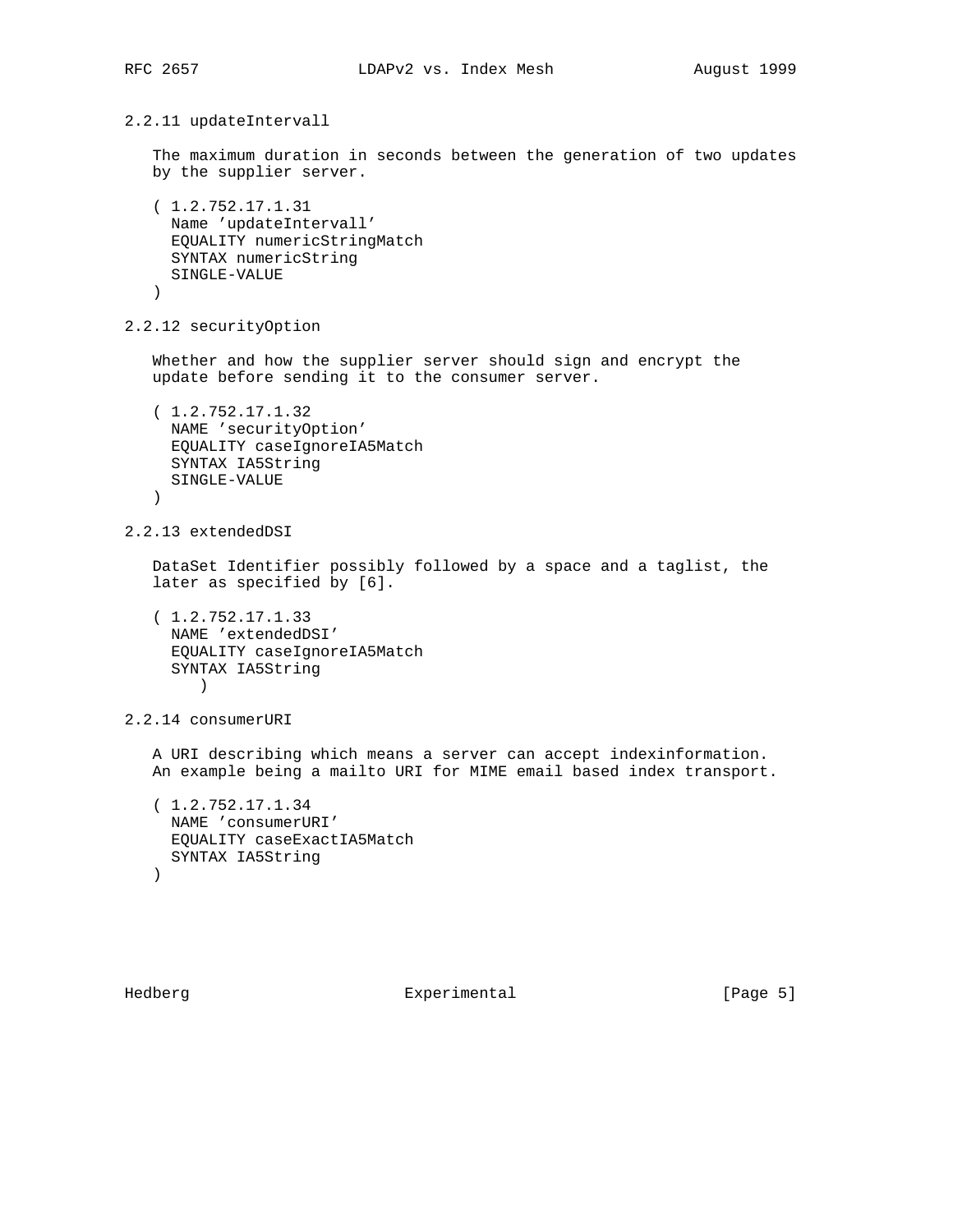### 2.2.11 updateIntervall

The maximum duration in seconds between the generation of two updates by the supplier server.

```
( 1.2.752.17.1.31
  Name 'updateIntervall'
  EQUALITY numericStringMatch
  SYNTAX numericString
  SINGLE-VALUE
)
```

### 2.2.12 securityOption

Whether and how the supplier server should sign and encrypt the update before sending it to the consumer server.

```
( 1.2.752.17.1.32
  NAME 'securityOption'
  EQUALITY caseIgnoreIA5Match
  SYNTAX IA5String
  SINGLE-VALUE
)
```

### 2.2.13 extendedDSI

DataSet Identifier possibly followed by a space and a taglist, the later as specified by [6].

```
( 1.2.752.17.1.33
  NAME 'extendedDSI'
  EQUALITY caseIgnoreIA5Match
  SYNTAX IA5String
     )
```

### 2.2.14 consumerURI

A URI describing which means a server can accept indexinformation. An example being a mailto URI for MIME email based index transport.

```
( 1.2.752.17.1.34
  NAME 'consumerURI'
  EQUALITY caseExactIA5Match
  SYNTAX IA5String
)
```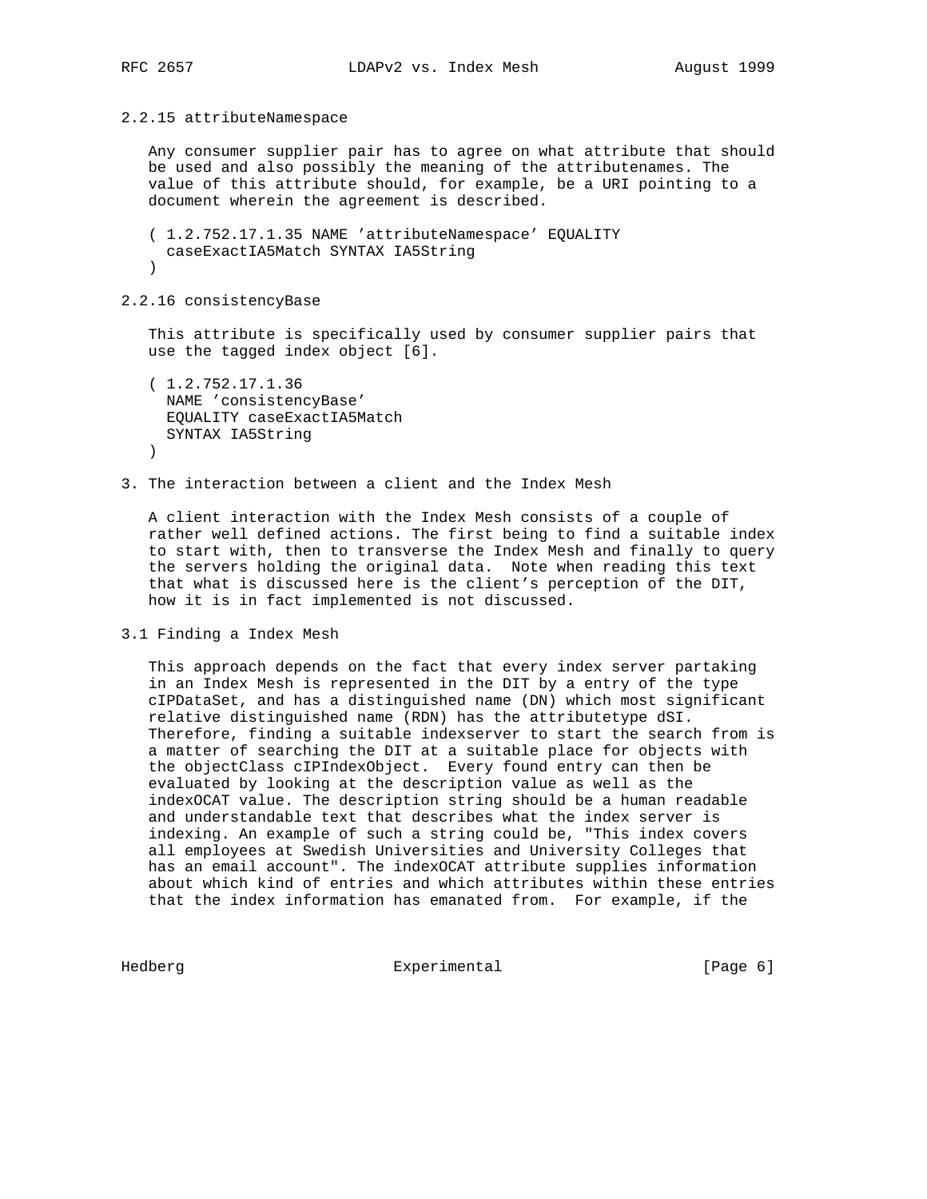### 2.2.15 attributeNamespace

Any consumer supplier pair has to agree on what attribute that should be used and also possibly the meaning of the attributenames. The value of this attribute should, for example, be a URI pointing to a document wherein the agreement is described.

```
( 1.2.752.17.1.35 NAME 'attributeNamespace' EQUALITY
  caseExactIA5Match SYNTAX IA5String
)
```

### 2.2.16 consistencyBase

This attribute is specifically used by consumer supplier pairs that use the tagged index object [6].

```
( 1.2.752.17.1.36
  NAME 'consistencyBase'
  EQUALITY caseExactIA5Match
  SYNTAX IA5String
)
```

## 3. The interaction between a client and the Index Mesh

A client interaction with the Index Mesh consists of a couple of rather well defined actions. The first being to find a suitable index to start with, then to transverse the Index Mesh and finally to query the servers holding the original data. Note when reading this text that what is discussed here is the client's perception of the DIT, how it is in fact implemented is not discussed.

### 3.1 Finding a Index Mesh

This approach depends on the fact that every index server partaking in an Index Mesh is represented in the DIT by a entry of the type cIPDataSet, and has a distinguished name (DN) which most significant relative distinguished name (RDN) has the attributetype dSI. Therefore, finding a suitable indexserver to start the search from is a matter of searching the DIT at a suitable place for objects with the objectClass cIPIndexObject. Every found entry can then be evaluated by looking at the description value as well as the indexOCAT value. The description string should be a human readable and understandable text that describes what the index server is indexing. An example of such a string could be, "This index covers all employees at Swedish Universities and University Colleges that has an email account". The indexOCAT attribute supplies information about which kind of entries and which attributes within these entries that the index information has emanated from. For example, if the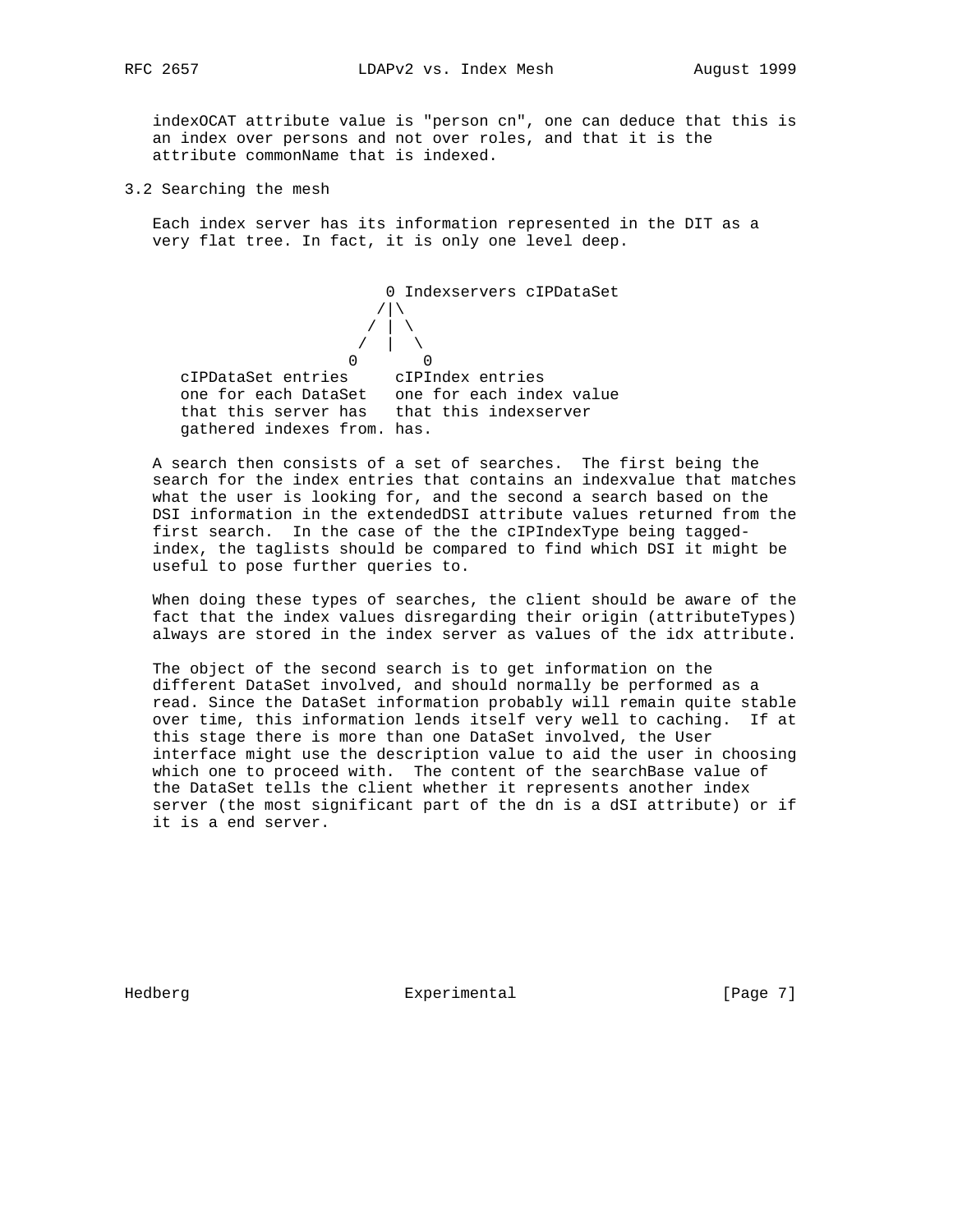indexOCAT attribute value is "person cn", one can deduce that this is an index over persons and not over roles, and that it is the attribute commonName that is indexed.

## 3.2 Searching the mesh

Each index server has its information represented in the DIT as a very flat tree. In fact, it is only one level deep.

```
                          0 Indexservers cIPDataSet
                         /|\
                        / | \
                       /  |  \
                      0       0
   cIPDataSet entries     cIPIndex entries
   one for each DataSet   one for each index value
   that this server has   that this indexserver
   gathered indexes from. has.
```

A search then consists of a set of searches. The first being the search for the index entries that contains an indexvalue that matches what the user is looking for, and the second a search based on the DSI information in the extendedDSI attribute values returned from the first search. In the case of the the cIPIndexType being tagged-index, the taglists should be compared to find which DSI it might be useful to pose further queries to.

When doing these types of searches, the client should be aware of the fact that the index values disregarding their origin (attributeTypes) always are stored in the index server as values of the idx attribute.

The object of the second search is to get information on the different DataSet involved, and should normally be performed as a read. Since the DataSet information probably will remain quite stable over time, this information lends itself very well to caching. If at this stage there is more than one DataSet involved, the User interface might use the description value to aid the user in choosing which one to proceed with. The content of the searchBase value of the DataSet tells the client whether it represents another index server (the most significant part of the dn is a dSI attribute) or if it is a end server.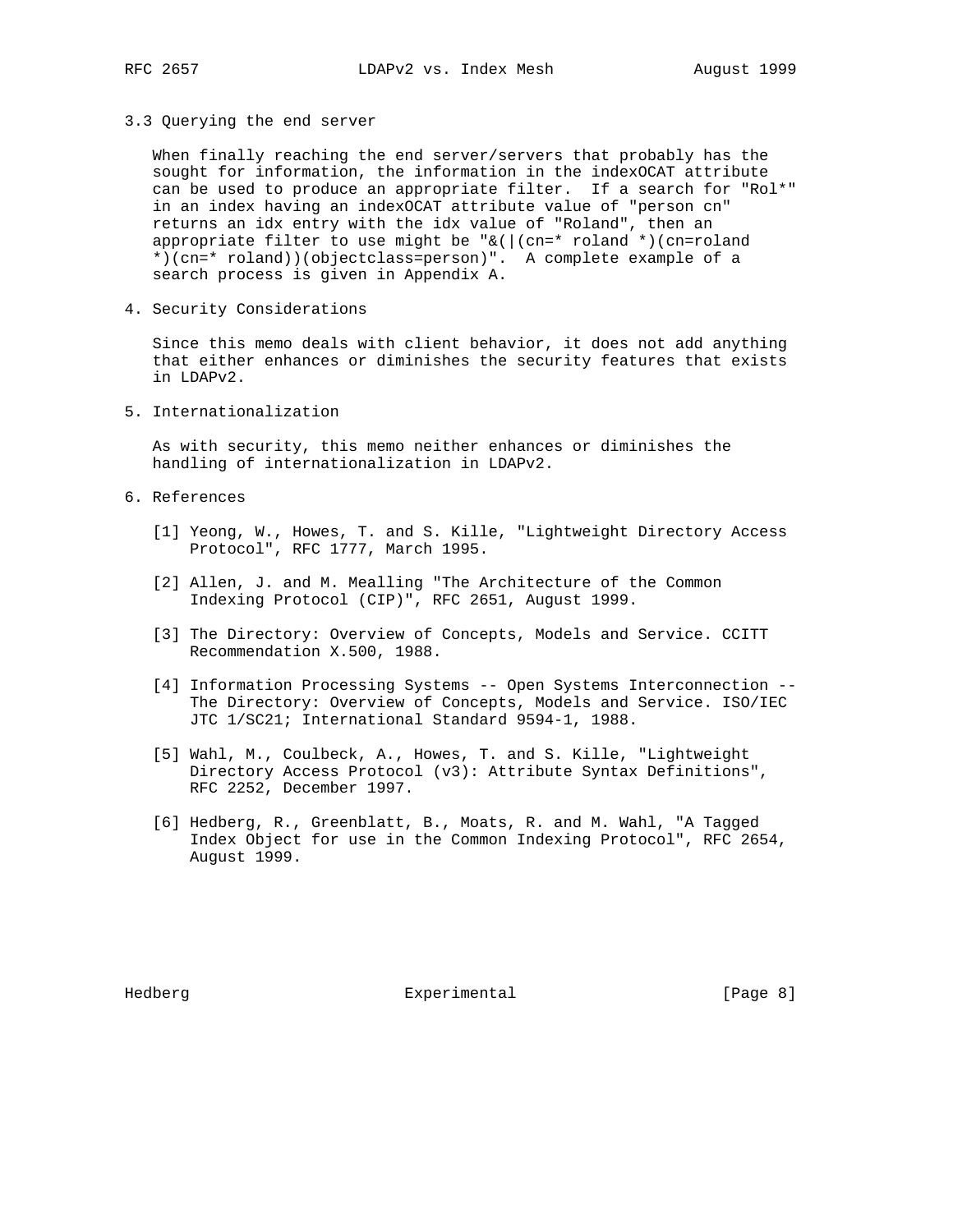### 3.3 Querying the end server

When finally reaching the end server/servers that probably has the sought for information, the information in the indexOCAT attribute can be used to produce an appropriate filter. If a search for "Rol*" in an index having an indexOCAT attribute value of "person cn" returns an idx entry with the idx value of "Roland", then an appropriate filter to use might be "&(|(cn=* roland *)(cn=roland *)(cn=* roland))(objectclass=person)". A complete example of a search process is given in Appendix A.

## 4. Security Considerations

Since this memo deals with client behavior, it does not add anything that either enhances or diminishes the security features that exists in LDAPv2.

## 5. Internationalization

As with security, this memo neither enhances or diminishes the handling of internationalization in LDAPv2.

## 6. References

[1] Yeong, W., Howes, T. and S. Kille, "Lightweight Directory Access Protocol", RFC 1777, March 1995.

[2] Allen, J. and M. Mealling "The Architecture of the Common Indexing Protocol (CIP)", RFC 2651, August 1999.

[3] The Directory: Overview of Concepts, Models and Service. CCITT Recommendation X.500, 1988.

[4] Information Processing Systems -- Open Systems Interconnection -- The Directory: Overview of Concepts, Models and Service. ISO/IEC JTC 1/SC21; International Standard 9594-1, 1988.

[5] Wahl, M., Coulbeck, A., Howes, T. and S. Kille, "Lightweight Directory Access Protocol (v3): Attribute Syntax Definitions", RFC 2252, December 1997.

[6] Hedberg, R., Greenblatt, B., Moats, R. and M. Wahl, "A Tagged Index Object for use in the Common Indexing Protocol", RFC 2654, August 1999.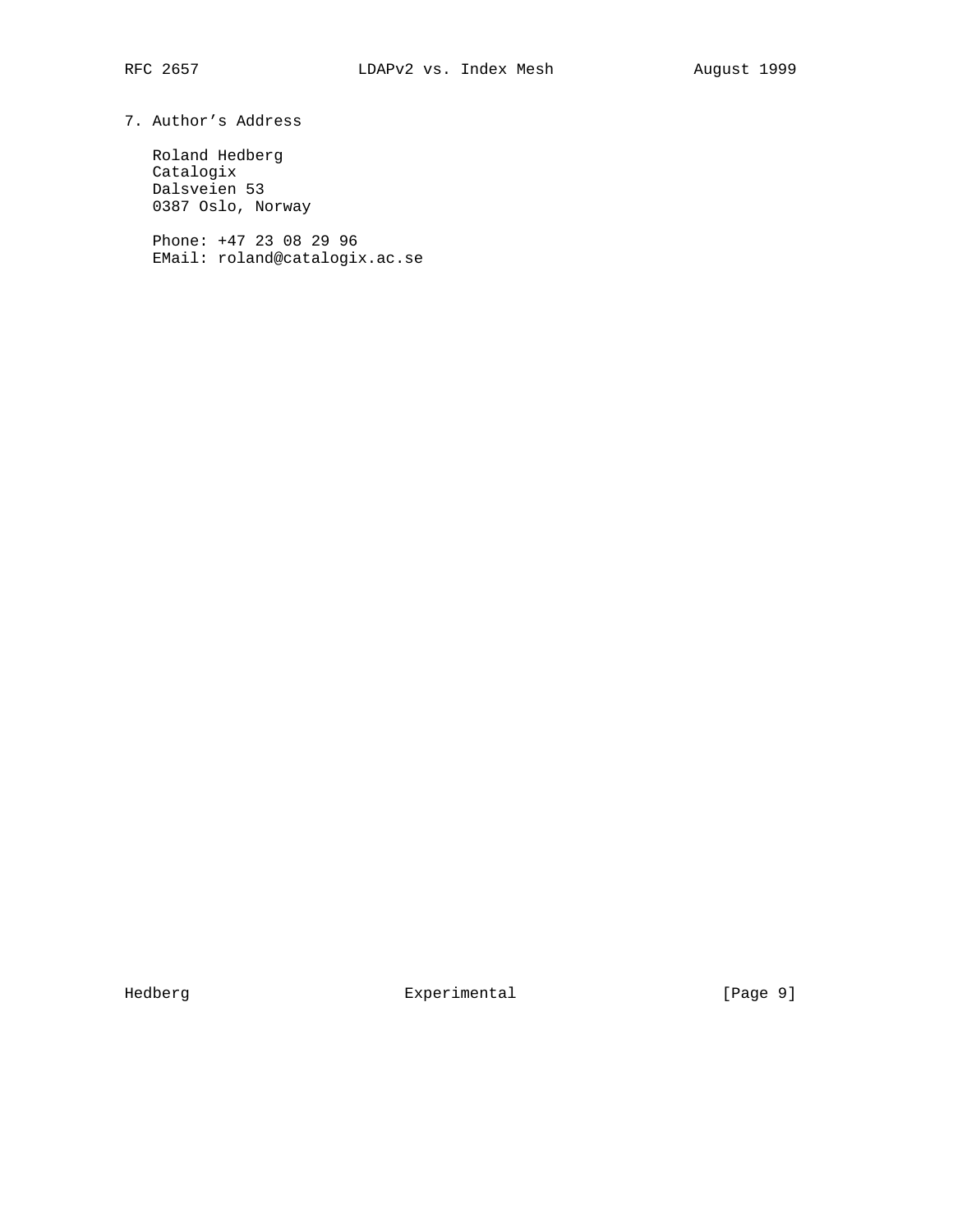## 7. Author's Address

Roland Hedberg
Catalogix
Dalsveien 53
0387 Oslo, Norway

Phone: +47 23 08 29 96
EMail: roland@catalogix.ac.se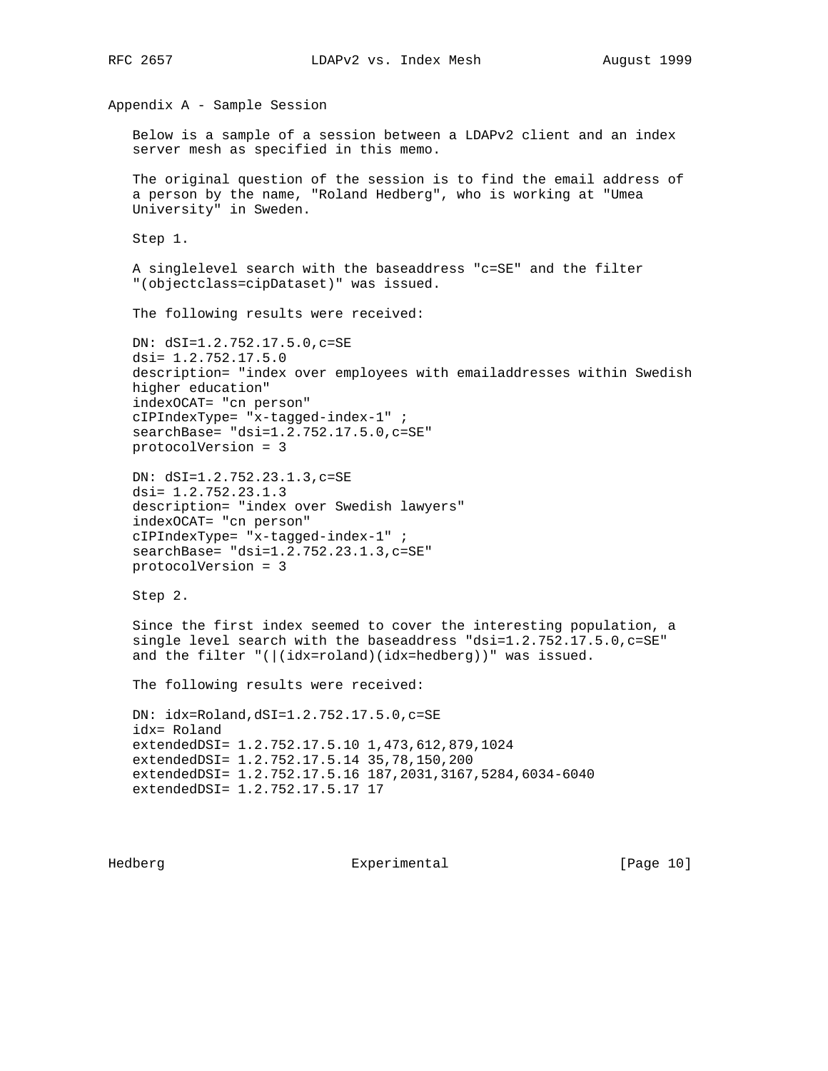## Appendix A - Sample Session

Below is a sample of a session between a LDAPv2 client and an index server mesh as specified in this memo.

The original question of the session is to find the email address of a person by the name, "Roland Hedberg", who is working at "Umea University" in Sweden.

Step 1.

A singlelevel search with the baseaddress "c=SE" and the filter "(objectclass=cipDataset)" was issued.

The following results were received:

```
DN: dSI=1.2.752.17.5.0,c=SE
dsi= 1.2.752.17.5.0
description= "index over employees with emailaddresses within Swedish
higher education"
indexOCAT= "cn person"
cIPIndexType= "x-tagged-index-1" ;
searchBase= "dsi=1.2.752.17.5.0,c=SE"
protocolVersion = 3

DN: dSI=1.2.752.23.1.3,c=SE
dsi= 1.2.752.23.1.3
description= "index over Swedish lawyers"
indexOCAT= "cn person"
cIPIndexType= "x-tagged-index-1" ;
searchBase= "dsi=1.2.752.23.1.3,c=SE"
protocolVersion = 3
```

Step 2.

Since the first index seemed to cover the interesting population, a single level search with the baseaddress "dsi=1.2.752.17.5.0,c=SE" and the filter "(|(idx=roland)(idx=hedberg))" was issued.

The following results were received:

```
DN: idx=Roland,dSI=1.2.752.17.5.0,c=SE
idx= Roland
extendedDSI= 1.2.752.17.5.10 1,473,612,879,1024
extendedDSI= 1.2.752.17.5.14 35,78,150,200
extendedDSI= 1.2.752.17.5.16 187,2031,3167,5284,6034-6040
extendedDSI= 1.2.752.17.5.17 17
```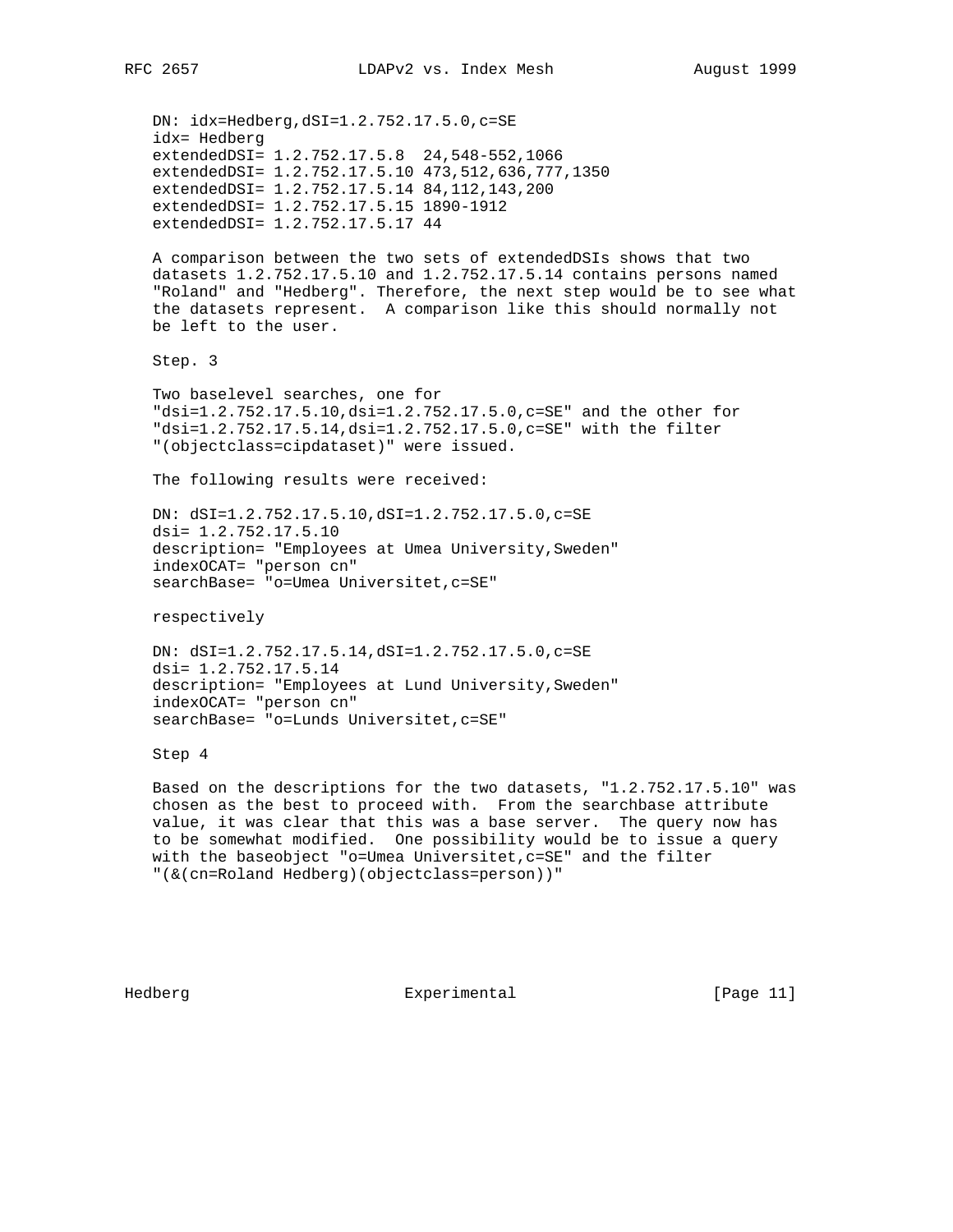```
DN: idx=Hedberg,dSI=1.2.752.17.5.0,c=SE
idx= Hedberg
extendedDSI= 1.2.752.17.5.8  24,548-552,1066
extendedDSI= 1.2.752.17.5.10 473,512,636,777,1350
extendedDSI= 1.2.752.17.5.14 84,112,143,200
extendedDSI= 1.2.752.17.5.15 1890-1912
extendedDSI= 1.2.752.17.5.17 44
```

A comparison between the two sets of extendedDSIs shows that two datasets 1.2.752.17.5.10 and 1.2.752.17.5.14 contains persons named "Roland" and "Hedberg". Therefore, the next step would be to see what the datasets represent. A comparison like this should normally not be left to the user.

Step. 3

Two baselevel searches, one for "dsi=1.2.752.17.5.10,dsi=1.2.752.17.5.0,c=SE" and the other for "dsi=1.2.752.17.5.14,dsi=1.2.752.17.5.0,c=SE" with the filter "(objectclass=cipdataset)" were issued.

The following results were received:

```
DN: dSI=1.2.752.17.5.10,dSI=1.2.752.17.5.0,c=SE
dsi= 1.2.752.17.5.10
description= "Employees at Umea University,Sweden"
indexOCAT= "person cn"
searchBase= "o=Umea Universitet,c=SE"
```

respectively

```
DN: dSI=1.2.752.17.5.14,dSI=1.2.752.17.5.0,c=SE
dsi= 1.2.752.17.5.14
description= "Employees at Lund University,Sweden"
indexOCAT= "person cn"
searchBase= "o=Lunds Universitet,c=SE"
```

Step 4

Based on the descriptions for the two datasets, "1.2.752.17.5.10" was chosen as the best to proceed with. From the searchbase attribute value, it was clear that this was a base server. The query now has to be somewhat modified. One possibility would be to issue a query with the baseobject "o=Umea Universitet,c=SE" and the filter "(&(cn=Roland Hedberg)(objectclass=person))"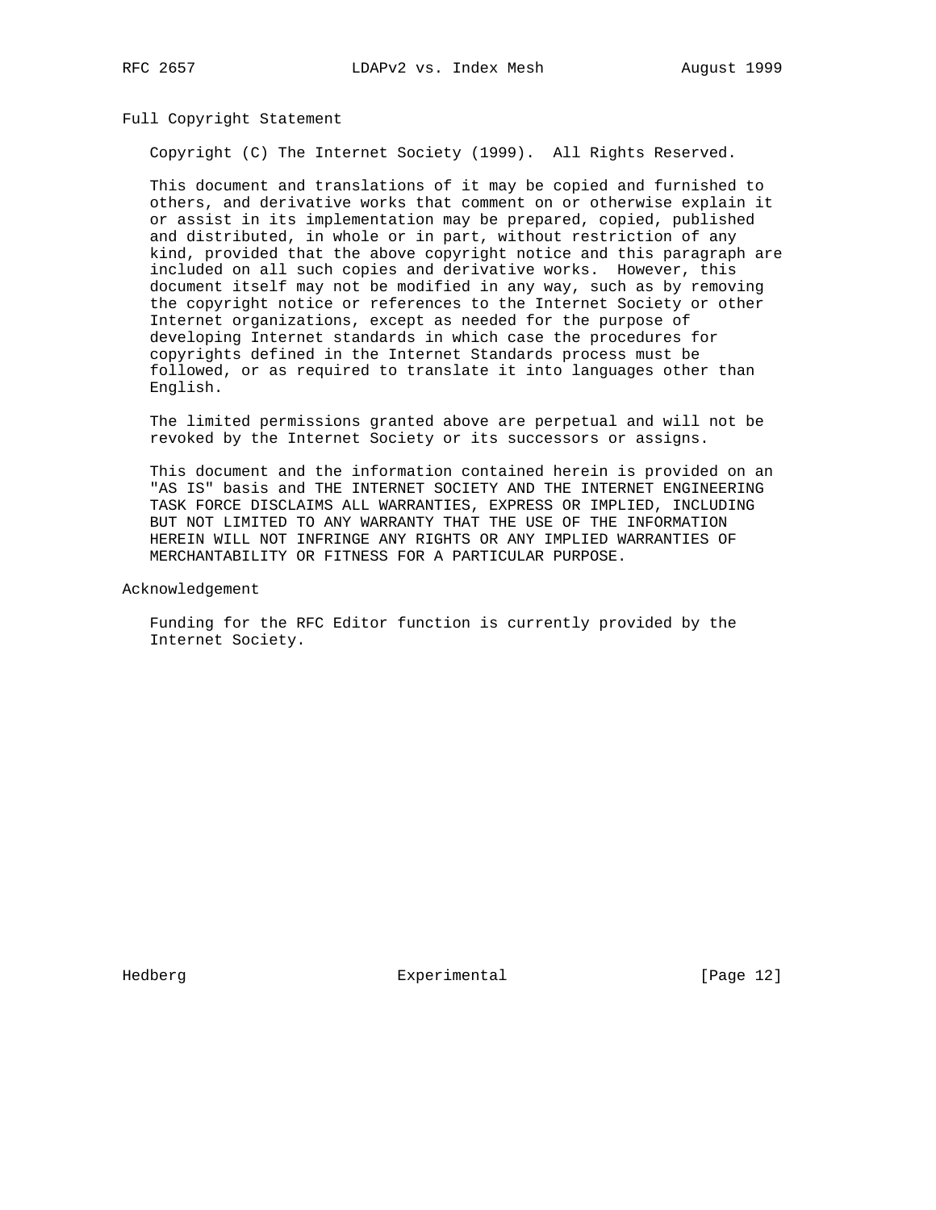## Full Copyright Statement

Copyright (C) The Internet Society (1999). All Rights Reserved.

This document and translations of it may be copied and furnished to others, and derivative works that comment on or otherwise explain it or assist in its implementation may be prepared, copied, published and distributed, in whole or in part, without restriction of any kind, provided that the above copyright notice and this paragraph are included on all such copies and derivative works. However, this document itself may not be modified in any way, such as by removing the copyright notice or references to the Internet Society or other Internet organizations, except as needed for the purpose of developing Internet standards in which case the procedures for copyrights defined in the Internet Standards process must be followed, or as required to translate it into languages other than English.

The limited permissions granted above are perpetual and will not be revoked by the Internet Society or its successors or assigns.

This document and the information contained herein is provided on an "AS IS" basis and THE INTERNET SOCIETY AND THE INTERNET ENGINEERING TASK FORCE DISCLAIMS ALL WARRANTIES, EXPRESS OR IMPLIED, INCLUDING BUT NOT LIMITED TO ANY WARRANTY THAT THE USE OF THE INFORMATION HEREIN WILL NOT INFRINGE ANY RIGHTS OR ANY IMPLIED WARRANTIES OF MERCHANTABILITY OR FITNESS FOR A PARTICULAR PURPOSE.

## Acknowledgement

Funding for the RFC Editor function is currently provided by the Internet Society.